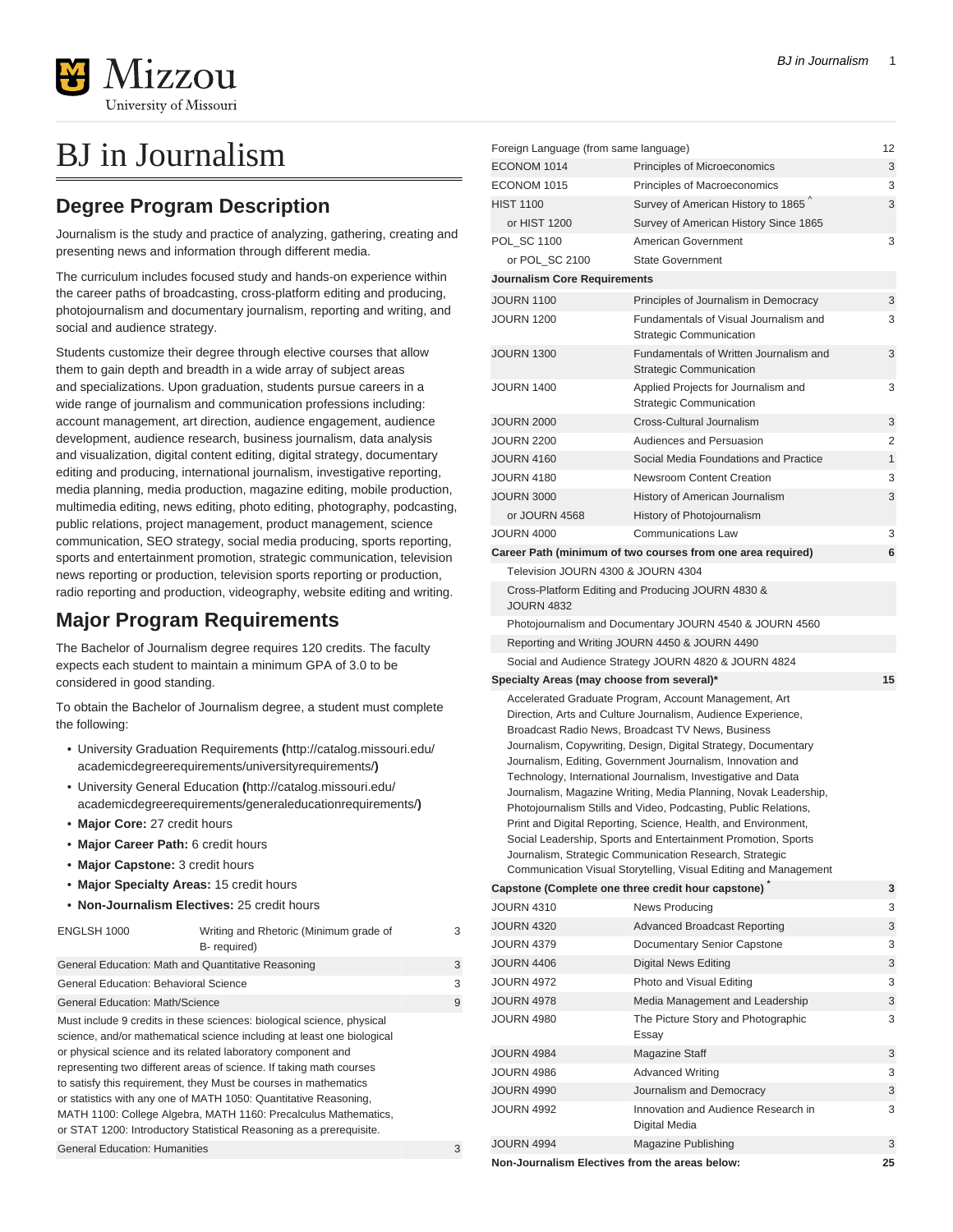# BJ in Journalism

## Degree Program Description

Journalism is the study and practice of analyzing, gathering, creating and presenting news and information through different media.

The curriculum includes focused study and hands-on experience within the career paths of broadcasting, cross-platform editing and producing, photojournalism and documentary journalism, reporting and writing, and social and audience strategy.

Students customize their degree through elective courses that allow them to gain depth and breadth in a wide array of subject areas and specializations. Upon graduation, students pursue careers in a wide range of journalism and communication professions including: account management, art direction, audience engagement, audience development, audience research, business journalism, data analysis and visualization, digital content editing, digital strategy, documentary editing and producing, international journalism, investigative reporting, media planning, media production, magazine editing, mobile production, multimedia editing, news editing, photo editing, photography, podcasting, public relations, project management, product management, science communication, SEO strategy, social media producing, sports reporting, sports and entertainment promotion, strategic communication, television news reporting or production, television sports reporting or production, radio reporting and production, videography, website editing and writing.

## Major Program Requirements

The Bachelor of Journalism degree requires 120 credits. The faculty expects each student to maintain a minimum GPA of 3.0 to be considered in good standing.

To obtain the Bachelor of Journalism degree, a student must complete the following:

- University Graduation Requirements **(**http://catalog.missouri.edu/academicdegreerequirements/universityrequirements/**)**
- University General Education **(**http://catalog.missouri.edu/academicdegreerequirements/generaleducationrequirements/**)**
- **Major Core:** 27 credit hours
- **Major Career Path:** 6 credit hours
- **Major Capstone:** 3 credit hours
- **Major Specialty Areas:** 15 credit hours
- **Non-Journalism Electives:** 25 credit hours

| | | |
|---|---|---|
| ENGLSH 1000 | Writing and Rhetoric (Minimum grade of B- required) | 3 |
| General Education: Math and Quantitative Reasoning | | 3 |
| General Education: Behavioral Science | | 3 |
| General Education: Math/Science | | 9 |
| Must include 9 credits in these sciences: biological science, physical science, and/or mathematical science including at least one biological or physical science and its related laboratory component and representing two different areas of science. If taking math courses to satisfy this requirement, they Must be courses in mathematics or statistics with any one of MATH 1050: Quantitative Reasoning, MATH 1100: College Algebra, MATH 1160: Precalculus Mathematics, or STAT 1200: Introductory Statistical Reasoning as a prerequisite. | | |
| General Education: Humanities | | 3 |
| Foreign Language (from same language) | | 12 |
| ECONOM 1014 | Principles of Microeconomics | 3 |
| ECONOM 1015 | Principles of Macroeconomics | 3 |
| HIST 1100 | Survey of American History to 1865 ^ | 3 |
| or HIST 1200 | Survey of American History Since 1865 | |
| POL_SC 1100 | American Government | 3 |
| or POL_SC 2100 | State Government | |
| **Journalism Core Requirements** | | |
| JOURN 1100 | Principles of Journalism in Democracy | 3 |
| JOURN 1200 | Fundamentals of Visual Journalism and Strategic Communication | 3 |
| JOURN 1300 | Fundamentals of Written Journalism and Strategic Communication | 3 |
| JOURN 1400 | Applied Projects for Journalism and Strategic Communication | 3 |
| JOURN 2000 | Cross-Cultural Journalism | 3 |
| JOURN 2200 | Audiences and Persuasion | 2 |
| JOURN 4160 | Social Media Foundations and Practice | 1 |
| JOURN 4180 | Newsroom Content Creation | 3 |
| JOURN 3000 | History of American Journalism | 3 |
| or JOURN 4568 | History of Photojournalism | |
| JOURN 4000 | Communications Law | 3 |
| **Career Path (minimum of two courses from one area required)** | | **6** |
| Television JOURN 4300 & JOURN 4304 | | |
| Cross-Platform Editing and Producing JOURN 4830 & JOURN 4832 | | |
| Photojournalism and Documentary JOURN 4540 & JOURN 4560 | | |
| Reporting and Writing JOURN 4450 & JOURN 4490 | | |
| Social and Audience Strategy JOURN 4820 & JOURN 4824 | | |
| **Specialty Areas (may choose from several)*** | | **15** |
| Accelerated Graduate Program, Account Management, Art Direction, Arts and Culture Journalism, Audience Experience, Broadcast Radio News, Broadcast TV News, Business Journalism, Copywriting, Design, Digital Strategy, Documentary Journalism, Editing, Government Journalism, Innovation and Technology, International Journalism, Investigative and Data Journalism, Magazine Writing, Media Planning, Novak Leadership, Photojournalism Stills and Video, Podcasting, Public Relations, Print and Digital Reporting, Science, Health, and Environment, Social Leadership, Sports and Entertainment Promotion, Sports Journalism, Strategic Communication Research, Strategic Communication Visual Storytelling, Visual Editing and Management | | |
| **Capstone (Complete one three credit hour capstone)** * | | **3** |
| JOURN 4310 | News Producing | 3 |
| JOURN 4320 | Advanced Broadcast Reporting | 3 |
| JOURN 4379 | Documentary Senior Capstone | 3 |
| JOURN 4406 | Digital News Editing | 3 |
| JOURN 4972 | Photo and Visual Editing | 3 |
| JOURN 4978 | Media Management and Leadership | 3 |
| JOURN 4980 | The Picture Story and Photographic Essay | 3 |
| JOURN 4984 | Magazine Staff | 3 |
| JOURN 4986 | Advanced Writing | 3 |
| JOURN 4990 | Journalism and Democracy | 3 |
| JOURN 4992 | Innovation and Audience Research in Digital Media | 3 |
| JOURN 4994 | Magazine Publishing | 3 |
| **Non-Journalism Electives from the areas below:** | | **25** |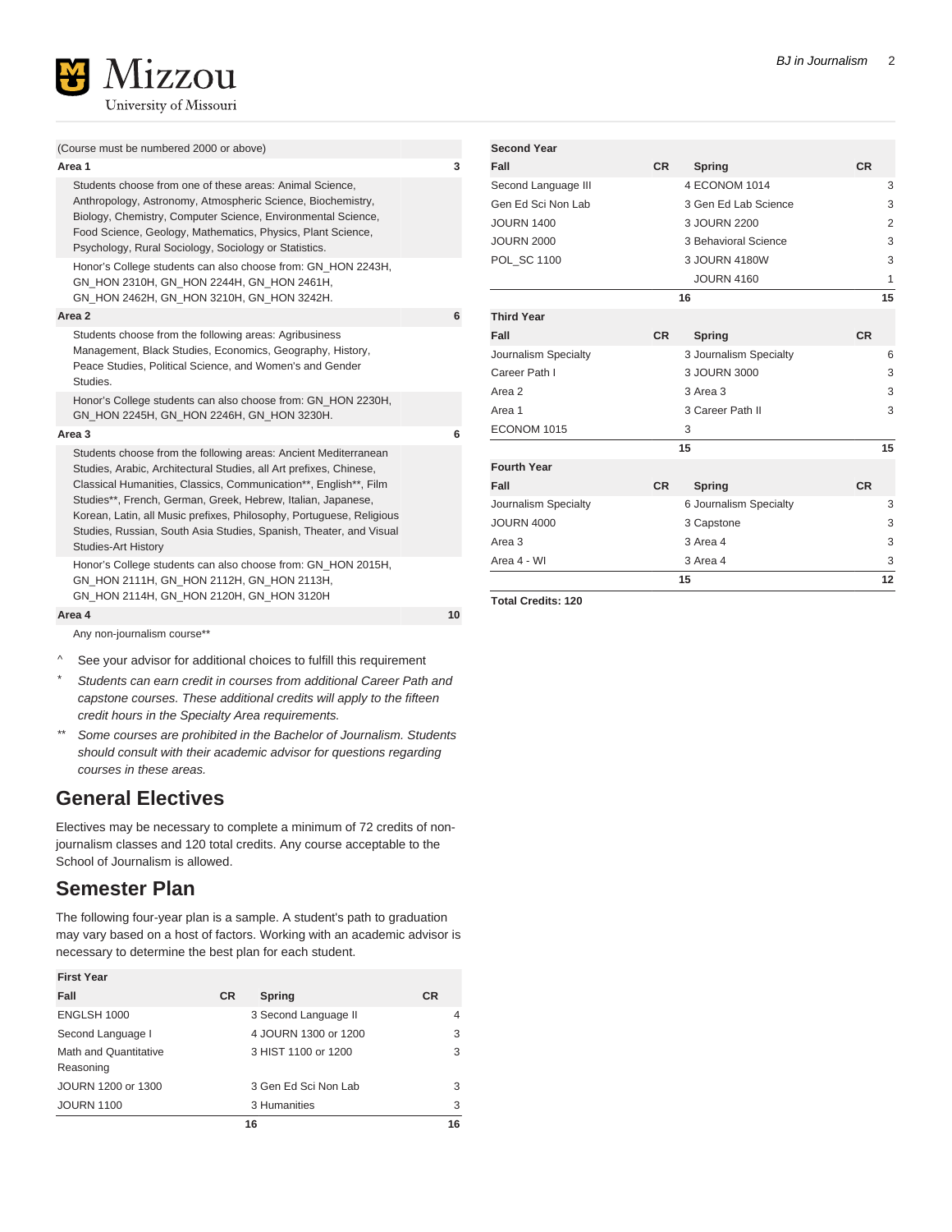| | |
|---|---|
| (Course must be numbered 2000 or above) | |
| **Area 1** | **3** |
| Students choose from one of these areas: Animal Science, Anthropology, Astronomy, Atmospheric Science, Biochemistry, Biology, Chemistry, Computer Science, Environmental Science, Food Science, Geology, Mathematics, Physics, Plant Science, Psychology, Rural Sociology, Sociology or Statistics. | |
| Honor's College students can also choose from: GN_HON 2243H, GN_HON 2310H, GN_HON 2244H, GN_HON 2461H, GN_HON 2462H, GN_HON 3210H, GN_HON 3242H. | |
| **Area 2** | **6** |
| Students choose from the following areas: Agribusiness Management, Black Studies, Economics, Geography, History, Peace Studies, Political Science, and Women's and Gender Studies. | |
| Honor's College students can also choose from: GN_HON 2230H, GN_HON 2245H, GN_HON 2246H, GN_HON 3230H. | |
| **Area 3** | **6** |
| Students choose from the following areas: Ancient Mediterranean Studies, Arabic, Architectural Studies, all Art prefixes, Chinese, Classical Humanities, Classics, Communication**, English**, Film Studies**, French, German, Greek, Hebrew, Italian, Japanese, Korean, Latin, all Music prefixes, Philosophy, Portuguese, Religious Studies, Russian, South Asia Studies, Spanish, Theater, and Visual Studies-Art History | |
| Honor's College students can also choose from: GN_HON 2015H, GN_HON 2111H, GN_HON 2112H, GN_HON 2113H, GN_HON 2114H, GN_HON 2120H, GN_HON 3120H | |
| **Area 4** | **10** |
| Any non-journalism course** | |

^ See your advisor for additional choices to fulfill this requirement

\* *Students can earn credit in courses from additional Career Path and capstone courses. These additional credits will apply to the fifteen credit hours in the Specialty Area requirements.*

** *Some courses are prohibited in the Bachelor of Journalism. Students should consult with their academic advisor for questions regarding courses in these areas.*

## General Electives

Electives may be necessary to complete a minimum of 72 credits of non-journalism classes and 120 total credits. Any course acceptable to the School of Journalism is allowed.

## Semester Plan

The following four-year plan is a sample. A student's path to graduation may vary based on a host of factors. Working with an academic advisor is necessary to determine the best plan for each student.

| **First Year** | | | |
|---|---|---|---|
| **Fall** | **CR** | **Spring** | **CR** |
| ENGLSH 1000 | 3 | Second Language II | 4 |
| Second Language I | 4 | JOURN 1300 or 1200 | 3 |
| Math and Quantitative Reasoning | 3 | HIST 1100 or 1200 | 3 |
| JOURN 1200 or 1300 | 3 | Gen Ed Sci Non Lab | 3 |
| JOURN 1100 | 3 | Humanities | 3 |
| | 16 | | 16 |
| **Second Year** | | | |
| **Fall** | **CR** | **Spring** | **CR** |
| Second Language III | 4 | ECONOM 1014 | 3 |
| Gen Ed Sci Non Lab | 3 | Gen Ed Lab Science | 3 |
| JOURN 1400 | 3 | JOURN 2200 | 2 |
| JOURN 2000 | 3 | Behavioral Science | 3 |
| POL_SC 1100 | 3 | JOURN 4180W | 3 |
| | | JOURN 4160 | 1 |
| | 16 | | 15 |
| **Third Year** | | | |
| **Fall** | **CR** | **Spring** | **CR** |
| Journalism Specialty | 3 | Journalism Specialty | 6 |
| Career Path I | 3 | JOURN 3000 | 3 |
| Area 2 | 3 | Area 3 | 3 |
| Area 1 | 3 | Career Path II | 3 |
| ECONOM 1015 | 3 | | |
| | 15 | | 15 |
| **Fourth Year** | | | |
| **Fall** | **CR** | **Spring** | **CR** |
| Journalism Specialty | 6 | Journalism Specialty | 3 |
| JOURN 4000 | 3 | Capstone | 3 |
| Area 3 | 3 | Area 4 | 3 |
| Area 4 - WI | 3 | Area 4 | 3 |
| | 15 | | 12 |

**Total Credits: 120**